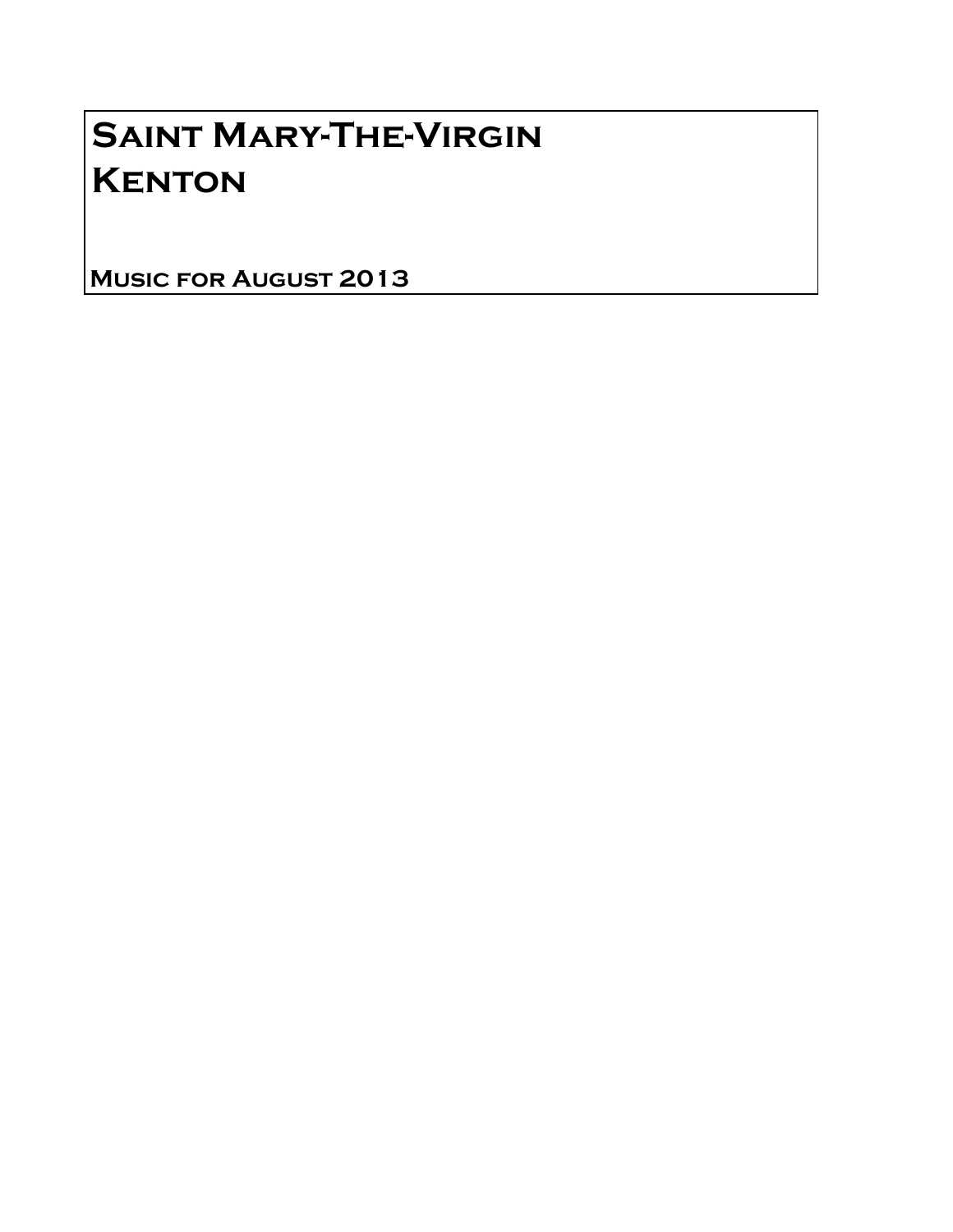# Saint Mary-The-Virgin
# Kenton

**Music for August 2013**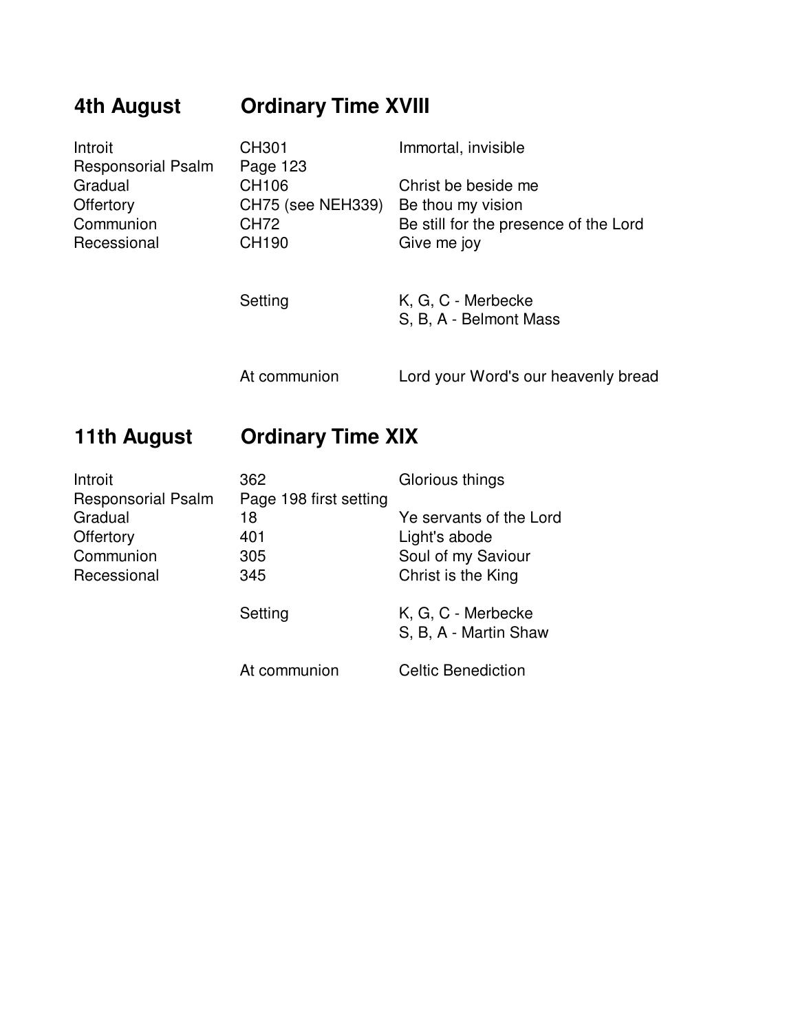## 4th August — Ordinary Time XVIII

| | | |
|---|---|---|
| Introit | CH301 | Immortal, invisible |
| Responsorial Psalm | Page 123 | |
| Gradual | CH106 | Christ be beside me |
| Offertory | CH75 (see NEH339) | Be thou my vision |
| Communion | CH72 | Be still for the presence of the Lord |
| Recessional | CH190 | Give me joy |

| | | |
|---|---|---|
| | Setting | K, G, C - Merbecke<br>S, B, A - Belmont Mass |
| | At communion | Lord your Word's our heavenly bread |

## 11th August — Ordinary Time XIX

| | | |
|---|---|---|
| Introit | 362 | Glorious things |
| Responsorial Psalm | Page 198 first setting | |
| Gradual | 18 | Ye servants of the Lord |
| Offertory | 401 | Light's abode |
| Communion | 305 | Soul of my Saviour |
| Recessional | 345 | Christ is the King |

| | | |
|---|---|---|
| | Setting | K, G, C - Merbecke<br>S, B, A - Martin Shaw |
| | At communion | Celtic Benediction |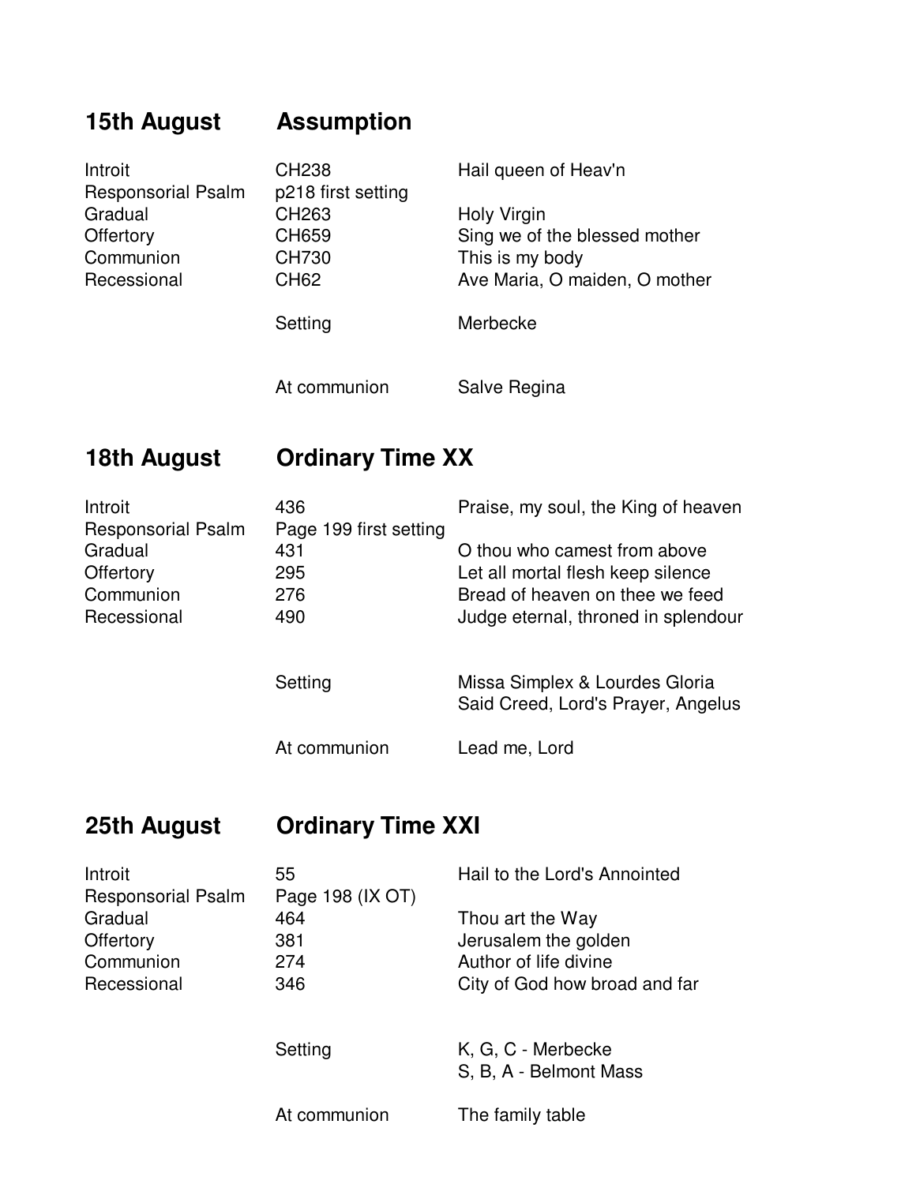## 15th August — Assumption

| | | |
|---|---|---|
| Introit | CH238 | Hail queen of Heav'n |
| Responsorial Psalm | p218 first setting | |
| Gradual | CH263 | Holy Virgin |
| Offertory | CH659 | Sing we of the blessed mother |
| Communion | CH730 | This is my body |
| Recessional | CH62 | Ave Maria, O maiden, O mother |
| | Setting | Merbecke |
| | At communion | Salve Regina |

## 18th August — Ordinary Time XX

| | | |
|---|---|---|
| Introit | 436 | Praise, my soul, the King of heaven |
| Responsorial Psalm | Page 199 first setting | |
| Gradual | 431 | O thou who camest from above |
| Offertory | 295 | Let all mortal flesh keep silence |
| Communion | 276 | Bread of heaven on thee we feed |
| Recessional | 490 | Judge eternal, throned in splendour |
| | Setting | Missa Simplex & Lourdes Gloria<br>Said Creed, Lord's Prayer, Angelus |
| | At communion | Lead me, Lord |

## 25th August — Ordinary Time XXI

| | | |
|---|---|---|
| Introit | 55 | Hail to the Lord's Annointed |
| Responsorial Psalm | Page 198 (IX OT) | |
| Gradual | 464 | Thou art the Way |
| Offertory | 381 | Jerusalem the golden |
| Communion | 274 | Author of life divine |
| Recessional | 346 | City of God how broad and far |
| | Setting | K, G, C - Merbecke<br>S, B, A - Belmont Mass |
| | At communion | The family table |